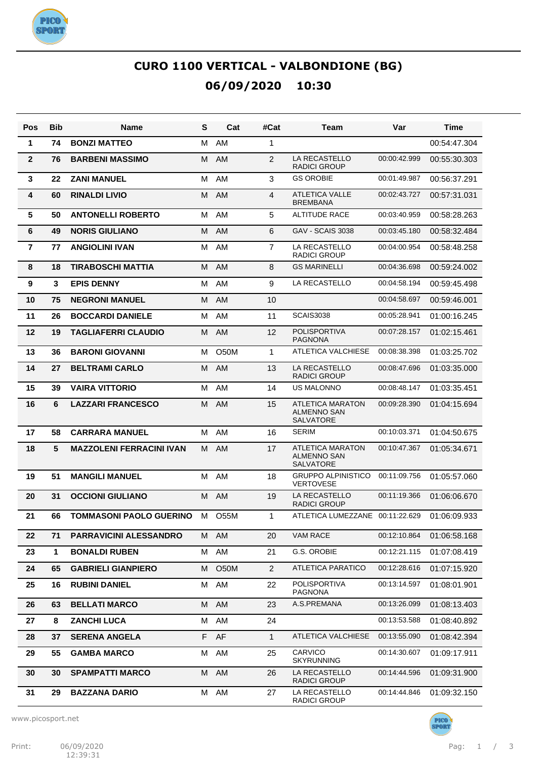# CURO 1100 VERTICAL - VALBONDIONE (BG)

## 06/09/2020 10:30

| Pos | Bib | Name | S | Cat | #Cat | Team | Var | Time |
|---|---|---|---|---|---|---|---|---|
| 1 | 74 | **BONZI MATTEO** | M | AM | 1 | | | 00:54:47.304 |
| 2 | 76 | **BARBENI MASSIMO** | M | AM | 2 | LA RECASTELLO RADICI GROUP | 00:00:42.999 | 00:55:30.303 |
| 3 | 22 | **ZANI MANUEL** | M | AM | 3 | GS OROBIE | 00:01:49.987 | 00:56:37.291 |
| 4 | 60 | **RINALDI LIVIO** | M | AM | 4 | ATLETICA VALLE BREMBANA | 00:02:43.727 | 00:57:31.031 |
| 5 | 50 | **ANTONELLI ROBERTO** | M | AM | 5 | ALTITUDE RACE | 00:03:40.959 | 00:58:28.263 |
| 6 | 49 | **NORIS GIULIANO** | M | AM | 6 | GAV - SCAIS 3038 | 00:03:45.180 | 00:58:32.484 |
| 7 | 77 | **ANGIOLINI IVAN** | M | AM | 7 | LA RECASTELLO RADICI GROUP | 00:04:00.954 | 00:58:48.258 |
| 8 | 18 | **TIRABOSCHI MATTIA** | M | AM | 8 | GS MARINELLI | 00:04:36.698 | 00:59:24.002 |
| 9 | 3 | **EPIS DENNY** | M | AM | 9 | LA RECASTELLO | 00:04:58.194 | 00:59:45.498 |
| 10 | 75 | **NEGRONI MANUEL** | M | AM | 10 | | 00:04:58.697 | 00:59:46.001 |
| 11 | 26 | **BOCCARDI DANIELE** | M | AM | 11 | SCAIS3038 | 00:05:28.941 | 01:00:16.245 |
| 12 | 19 | **TAGLIAFERRI CLAUDIO** | M | AM | 12 | POLISPORTIVA PAGNONA | 00:07:28.157 | 01:02:15.461 |
| 13 | 36 | **BARONI GIOVANNI** | M | O50M | 1 | ATLETICA VALCHIESE | 00:08:38.398 | 01:03:25.702 |
| 14 | 27 | **BELTRAMI CARLO** | M | AM | 13 | LA RECASTELLO RADICI GROUP | 00:08:47.696 | 01:03:35.000 |
| 15 | 39 | **VAIRA VITTORIO** | M | AM | 14 | US MALONNO | 00:08:48.147 | 01:03:35.451 |
| 16 | 6 | **LAZZARI FRANCESCO** | M | AM | 15 | ATLETICA MARATON ALMENNO SAN SALVATORE | 00:09:28.390 | 01:04:15.694 |
| 17 | 58 | **CARRARA MANUEL** | M | AM | 16 | SERIM | 00:10:03.371 | 01:04:50.675 |
| 18 | 5 | **MAZZOLENI FERRACINI IVAN** | M | AM | 17 | ATLETICA MARATON ALMENNO SAN SALVATORE | 00:10:47.367 | 01:05:34.671 |
| 19 | 51 | **MANGILI MANUEL** | M | AM | 18 | GRUPPO ALPINISTICO VERTOVESE | 00:11:09.756 | 01:05:57.060 |
| 20 | 31 | **OCCIONI GIULIANO** | M | AM | 19 | LA RECASTELLO RADICI GROUP | 00:11:19.366 | 01:06:06.670 |
| 21 | 66 | **TOMMASONI PAOLO GUERINO** | M | O55M | 1 | ATLETICA LUMEZZANE | 00:11:22.629 | 01:06:09.933 |
| 22 | 71 | **PARRAVICINI ALESSANDRO** | M | AM | 20 | VAM RACE | 00:12:10.864 | 01:06:58.168 |
| 23 | 1 | **BONALDI RUBEN** | M | AM | 21 | G.S. OROBIE | 00:12:21.115 | 01:07:08.419 |
| 24 | 65 | **GABRIELI GIANPIERO** | M | O50M | 2 | ATLETICA PARATICO | 00:12:28.616 | 01:07:15.920 |
| 25 | 16 | **RUBINI DANIEL** | M | AM | 22 | POLISPORTIVA PAGNONA | 00:13:14.597 | 01:08:01.901 |
| 26 | 63 | **BELLATI MARCO** | M | AM | 23 | A.S.PREMANA | 00:13:26.099 | 01:08:13.403 |
| 27 | 8 | **ZANCHI LUCA** | M | AM | 24 | | 00:13:53.588 | 01:08:40.892 |
| 28 | 37 | **SERENA ANGELA** | F | AF | 1 | ATLETICA VALCHIESE | 00:13:55.090 | 01:08:42.394 |
| 29 | 55 | **GAMBA MARCO** | M | AM | 25 | CARVICO SKYRUNNING | 00:14:30.607 | 01:09:17.911 |
| 30 | 30 | **SPAMPATTI MARCO** | M | AM | 26 | LA RECASTELLO RADICI GROUP | 00:14:44.596 | 01:09:31.900 |
| 31 | 29 | **BAZZANA DARIO** | M | AM | 27 | LA RECASTELLO RADICI GROUP | 00:14:44.846 | 01:09:32.150 |

www.picosport.net

Print: 06/09/2020 12:39:31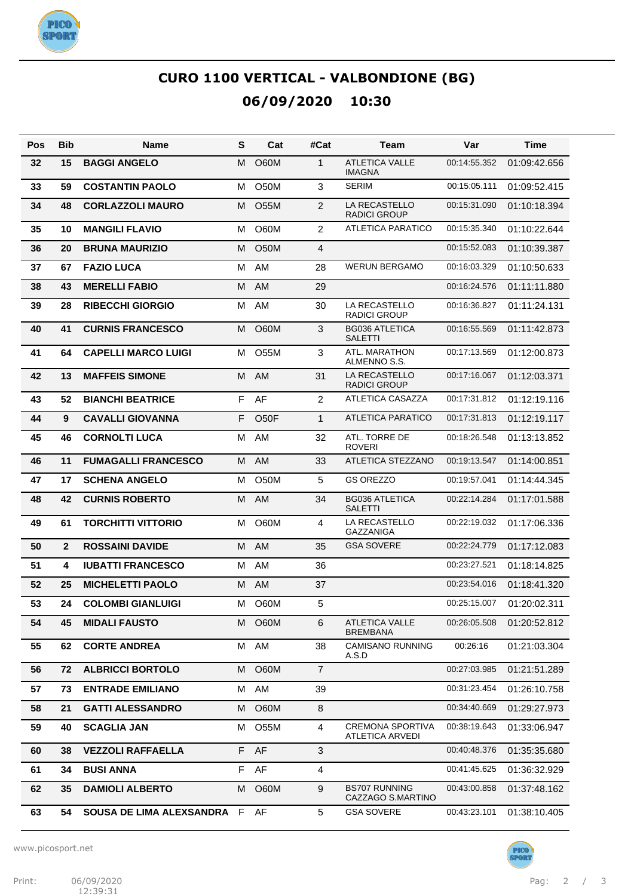# CURO 1100 VERTICAL - VALBONDIONE (BG)

## 06/09/2020 10:30

| Pos | Bib | Name | S | Cat | #Cat | Team | Var | Time |
|---|---|---|---|---|---|---|---|---|
| 32 | 15 | **BAGGI ANGELO** | M | O60M | 1 | ATLETICA VALLE IMAGNA | 00:14:55.352 | 01:09:42.656 |
| 33 | 59 | **COSTANTIN PAOLO** | M | O50M | 3 | SERIM | 00:15:05.111 | 01:09:52.415 |
| 34 | 48 | **CORLAZZOLI MAURO** | M | O55M | 2 | LA RECASTELLO RADICI GROUP | 00:15:31.090 | 01:10:18.394 |
| 35 | 10 | **MANGILI FLAVIO** | M | O60M | 2 | ATLETICA PARATICO | 00:15:35.340 | 01:10:22.644 |
| 36 | 20 | **BRUNA MAURIZIO** | M | O50M | 4 | | 00:15:52.083 | 01:10:39.387 |
| 37 | 67 | **FAZIO LUCA** | M | AM | 28 | WERUN BERGAMO | 00:16:03.329 | 01:10:50.633 |
| 38 | 43 | **MERELLI FABIO** | M | AM | 29 | | 00:16:24.576 | 01:11:11.880 |
| 39 | 28 | **RIBECCHI GIORGIO** | M | AM | 30 | LA RECASTELLO RADICI GROUP | 00:16:36.827 | 01:11:24.131 |
| 40 | 41 | **CURNIS FRANCESCO** | M | O60M | 3 | BG036 ATLETICA SALETTI | 00:16:55.569 | 01:11:42.873 |
| 41 | 64 | **CAPELLI MARCO LUIGI** | M | O55M | 3 | ATL. MARATHON ALMENNO S.S. | 00:17:13.569 | 01:12:00.873 |
| 42 | 13 | **MAFFEIS SIMONE** | M | AM | 31 | LA RECASTELLO RADICI GROUP | 00:17:16.067 | 01:12:03.371 |
| 43 | 52 | **BIANCHI BEATRICE** | F | AF | 2 | ATLETICA CASAZZA | 00:17:31.812 | 01:12:19.116 |
| 44 | 9 | **CAVALLI GIOVANNA** | F | O50F | 1 | ATLETICA PARATICO | 00:17:31.813 | 01:12:19.117 |
| 45 | 46 | **CORNOLTI LUCA** | M | AM | 32 | ATL. TORRE DE ROVERI | 00:18:26.548 | 01:13:13.852 |
| 46 | 11 | **FUMAGALLI FRANCESCO** | M | AM | 33 | ATLETICA STEZZANO | 00:19:13.547 | 01:14:00.851 |
| 47 | 17 | **SCHENA ANGELO** | M | O50M | 5 | GS OREZZO | 00:19:57.041 | 01:14:44.345 |
| 48 | 42 | **CURNIS ROBERTO** | M | AM | 34 | BG036 ATLETICA SALETTI | 00:22:14.284 | 01:17:01.588 |
| 49 | 61 | **TORCHITTI VITTORIO** | M | O60M | 4 | LA RECASTELLO GAZZANIGA | 00:22:19.032 | 01:17:06.336 |
| 50 | 2 | **ROSSAINI DAVIDE** | M | AM | 35 | GSA SOVERE | 00:22:24.779 | 01:17:12.083 |
| 51 | 4 | **IUBATTI FRANCESCO** | M | AM | 36 | | 00:23:27.521 | 01:18:14.825 |
| 52 | 25 | **MICHELETTI PAOLO** | M | AM | 37 | | 00:23:54.016 | 01:18:41.320 |
| 53 | 24 | **COLOMBI GIANLUIGI** | M | O60M | 5 | | 00:25:15.007 | 01:20:02.311 |
| 54 | 45 | **MIDALI FAUSTO** | M | O60M | 6 | ATLETICA VALLE BREMBANA | 00:26:05.508 | 01:20:52.812 |
| 55 | 62 | **CORTE ANDREA** | M | AM | 38 | CAMISANO RUNNING A.S.D | 00:26:16 | 01:21:03.304 |
| 56 | 72 | **ALBRICCI BORTOLO** | M | O60M | 7 | | 00:27:03.985 | 01:21:51.289 |
| 57 | 73 | **ENTRADE EMILIANO** | M | AM | 39 | | 00:31:23.454 | 01:26:10.758 |
| 58 | 21 | **GATTI ALESSANDRO** | M | O60M | 8 | | 00:34:40.669 | 01:29:27.973 |
| 59 | 40 | **SCAGLIA JAN** | M | O55M | 4 | CREMONA SPORTIVA ATLETICA ARVEDI | 00:38:19.643 | 01:33:06.947 |
| 60 | 38 | **VEZZOLI RAFFAELLA** | F | AF | 3 | | 00:40:48.376 | 01:35:35.680 |
| 61 | 34 | **BUSI ANNA** | F | AF | 4 | | 00:41:45.625 | 01:36:32.929 |
| 62 | 35 | **DAMIOLI ALBERTO** | M | O60M | 9 | BS707 RUNNING CAZZAGO S.MARTINO | 00:43:00.858 | 01:37:48.162 |
| 63 | 54 | **SOUSA DE LIMA ALEXSANDRA** | F | AF | 5 | GSA SOVERE | 00:43:23.101 | 01:38:10.405 |

www.picosport.net

Print: 06/09/2020 12:39:31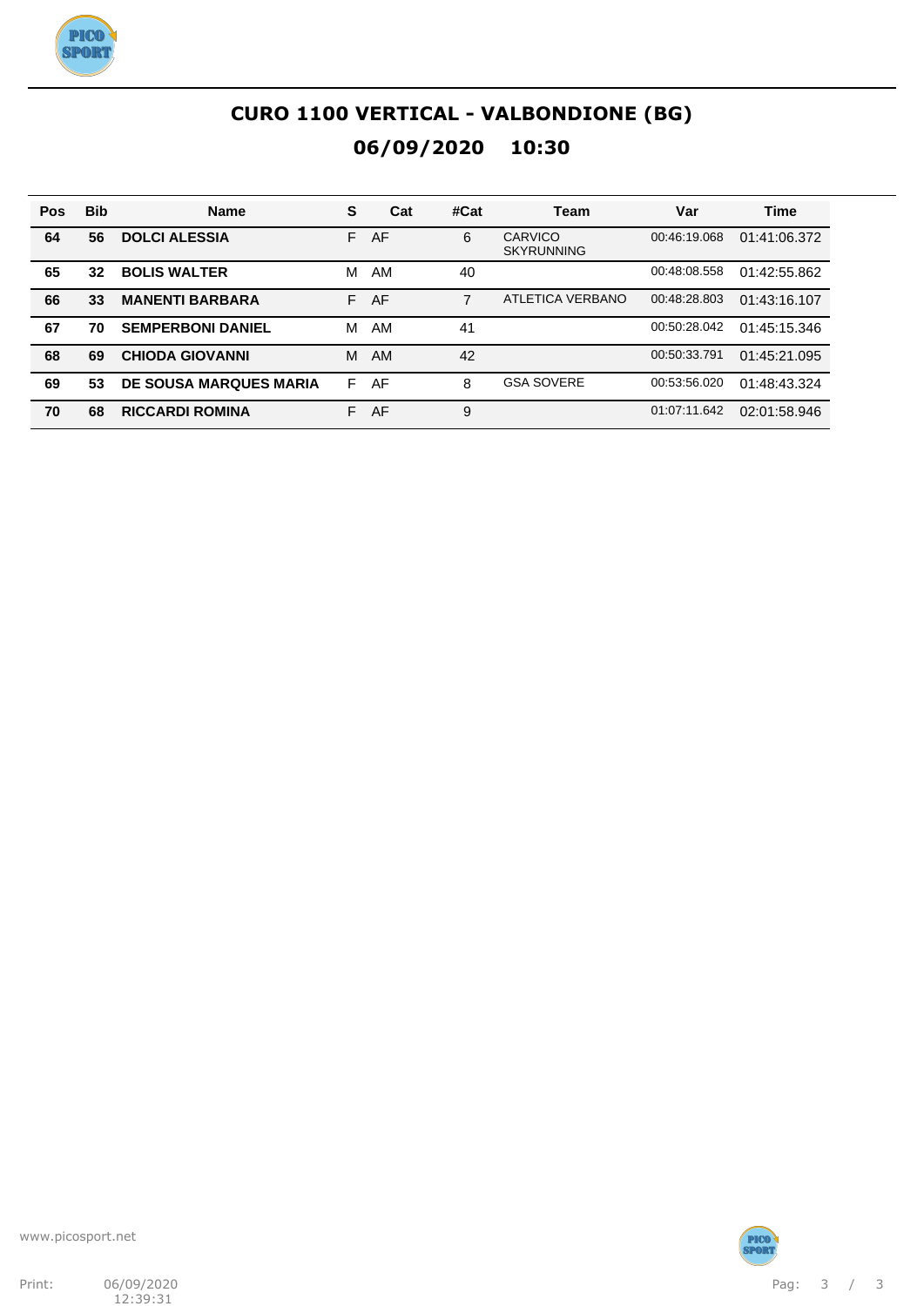# CURO 1100 VERTICAL - VALBONDIONE (BG)

## 06/09/2020 10:30

| Pos | Bib | Name | S | Cat | #Cat | Team | Var | Time |
|---|---|---|---|---|---|---|---|---|
| 64 | 56 | **DOLCI ALESSIA** | F | AF | 6 | CARVICO SKYRUNNING | 00:46:19.068 | 01:41:06.372 |
| 65 | 32 | **BOLIS WALTER** | M | AM | 40 | | 00:48:08.558 | 01:42:55.862 |
| 66 | 33 | **MANENTI BARBARA** | F | AF | 7 | ATLETICA VERBANO | 00:48:28.803 | 01:43:16.107 |
| 67 | 70 | **SEMPERBONI DANIEL** | M | AM | 41 | | 00:50:28.042 | 01:45:15.346 |
| 68 | 69 | **CHIODA GIOVANNI** | M | AM | 42 | | 00:50:33.791 | 01:45:21.095 |
| 69 | 53 | **DE SOUSA MARQUES MARIA** | F | AF | 8 | GSA SOVERE | 00:53:56.020 | 01:48:43.324 |
| 70 | 68 | **RICCARDI ROMINA** | F | AF | 9 | | 01:07:11.642 | 02:01:58.946 |

www.picosport.net

Print: 06/09/2020 12:39:31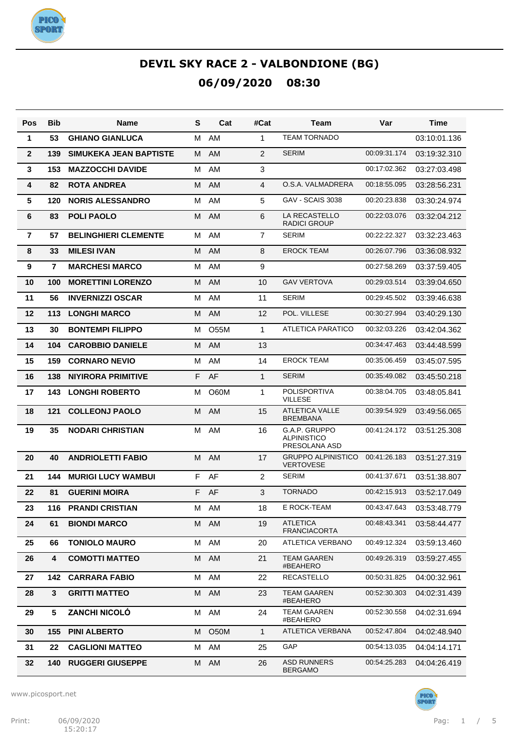# DEVIL SKY RACE 2 - VALBONDIONE (BG)

## 06/09/2020 08:30

| Pos | Bib | Name | S | Cat | #Cat | Team | Var | Time |
|---|---|---|---|---|---|---|---|---|
| 1 | 53 | GHIANO GIANLUCA | M | AM | 1 | TEAM TORNADO | | 03:10:01.136 |
| 2 | 139 | SIMUKEKA JEAN BAPTISTE | M | AM | 2 | SERIM | 00:09:31.174 | 03:19:32.310 |
| 3 | 153 | MAZZOCCHI DAVIDE | M | AM | 3 | | 00:17:02.362 | 03:27:03.498 |
| 4 | 82 | ROTA ANDREA | M | AM | 4 | O.S.A. VALMADRERA | 00:18:55.095 | 03:28:56.231 |
| 5 | 120 | NORIS ALESSANDRO | M | AM | 5 | GAV - SCAIS 3038 | 00:20:23.838 | 03:30:24.974 |
| 6 | 83 | POLI PAOLO | M | AM | 6 | LA RECASTELLO RADICI GROUP | 00:22:03.076 | 03:32:04.212 |
| 7 | 57 | BELINGHIERI CLEMENTE | M | AM | 7 | SERIM | 00:22:22.327 | 03:32:23.463 |
| 8 | 33 | MILESI IVAN | M | AM | 8 | EROCK TEAM | 00:26:07.796 | 03:36:08.932 |
| 9 | 7 | MARCHESI MARCO | M | AM | 9 | | 00:27:58.269 | 03:37:59.405 |
| 10 | 100 | MORETTINI LORENZO | M | AM | 10 | GAV VERTOVA | 00:29:03.514 | 03:39:04.650 |
| 11 | 56 | INVERNIZZI OSCAR | M | AM | 11 | SERIM | 00:29:45.502 | 03:39:46.638 |
| 12 | 113 | LONGHI MARCO | M | AM | 12 | POL. VILLESE | 00:30:27.994 | 03:40:29.130 |
| 13 | 30 | BONTEMPI FILIPPO | M | O55M | 1 | ATLETICA PARATICO | 00:32:03.226 | 03:42:04.362 |
| 14 | 104 | CAROBBIO DANIELE | M | AM | 13 | | 00:34:47.463 | 03:44:48.599 |
| 15 | 159 | CORNARO NEVIO | M | AM | 14 | EROCK TEAM | 00:35:06.459 | 03:45:07.595 |
| 16 | 138 | NIYIRORA PRIMITIVE | F | AF | 1 | SERIM | 00:35:49.082 | 03:45:50.218 |
| 17 | 143 | LONGHI ROBERTO | M | O60M | 1 | POLISPORTIVA VILLESE | 00:38:04.705 | 03:48:05.841 |
| 18 | 121 | COLLEONJ PAOLO | M | AM | 15 | ATLETICA VALLE BREMBANA | 00:39:54.929 | 03:49:56.065 |
| 19 | 35 | NODARI CHRISTIAN | M | AM | 16 | G.A.P. GRUPPO ALPINISTICO PRESOLANA ASD | 00:41:24.172 | 03:51:25.308 |
| 20 | 40 | ANDRIOLETTI FABIO | M | AM | 17 | GRUPPO ALPINISTICO VERTOVESE | 00:41:26.183 | 03:51:27.319 |
| 21 | 144 | MURIGI LUCY WAMBUI | F | AF | 2 | SERIM | 00:41:37.671 | 03:51:38.807 |
| 22 | 81 | GUERINI MOIRA | F | AF | 3 | TORNADO | 00:42:15.913 | 03:52:17.049 |
| 23 | 116 | PRANDI CRISTIAN | M | AM | 18 | E ROCK-TEAM | 00:43:47.643 | 03:53:48.779 |
| 24 | 61 | BIONDI MARCO | M | AM | 19 | ATLETICA FRANCIACORTA | 00:48:43.341 | 03:58:44.477 |
| 25 | 66 | TONIOLO MAURO | M | AM | 20 | ATLETICA VERBANO | 00:49:12.324 | 03:59:13.460 |
| 26 | 4 | COMOTTI MATTEO | M | AM | 21 | TEAM GAAREN #BEAHERO | 00:49:26.319 | 03:59:27.455 |
| 27 | 142 | CARRARA FABIO | M | AM | 22 | RECASTELLO | 00:50:31.825 | 04:00:32.961 |
| 28 | 3 | GRITTI MATTEO | M | AM | 23 | TEAM GAAREN #BEAHERO | 00:52:30.303 | 04:02:31.439 |
| 29 | 5 | ZANCHI NICOLÓ | M | AM | 24 | TEAM GAAREN #BEAHERO | 00:52:30.558 | 04:02:31.694 |
| 30 | 155 | PINI ALBERTO | M | O50M | 1 | ATLETICA VERBANA | 00:52:47.804 | 04:02:48.940 |
| 31 | 22 | CAGLIONI MATTEO | M | AM | 25 | GAP | 00:54:13.035 | 04:04:14.171 |
| 32 | 140 | RUGGERI GIUSEPPE | M | AM | 26 | ASD RUNNERS BERGAMO | 00:54:25.283 | 04:04:26.419 |

www.picosport.net

Print: 06/09/2020 15:20:17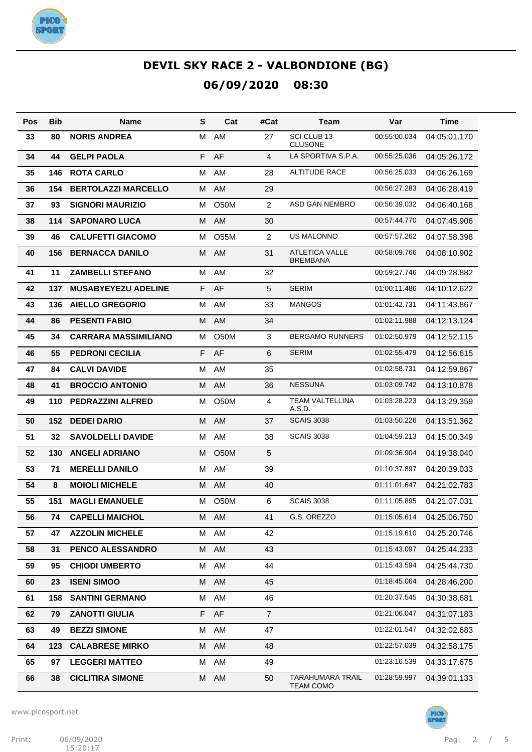# DEVIL SKY RACE 2 - VALBONDIONE (BG)

## 06/09/2020 08:30

| Pos | Bib | Name | S | Cat | #Cat | Team | Var | Time |
|---|---|---|---|---|---|---|---|---|
| 33 | 80 | NORIS ANDREA | M | AM | 27 | SCI CLUB 13 CLUSONE | 00:55:00.034 | 04:05:01.170 |
| 34 | 44 | GELPI PAOLA | F | AF | 4 | LA SPORTIVA S.P.A. | 00:55:25.036 | 04:05:26.172 |
| 35 | 146 | ROTA CARLO | M | AM | 28 | ALTITUDE RACE | 00:56:25.033 | 04:06:26.169 |
| 36 | 154 | BERTOLAZZI MARCELLO | M | AM | 29 | | 00:56:27.283 | 04:06:28.419 |
| 37 | 93 | SIGNORI MAURIZIO | M | O50M | 2 | ASD GAN NEMBRO | 00:56:39.032 | 04:06:40.168 |
| 38 | 114 | SAPONARO LUCA | M | AM | 30 | | 00:57:44.770 | 04:07:45.906 |
| 39 | 46 | CALUFETTI GIACOMO | M | O55M | 2 | US MALONNO | 00:57:57.262 | 04:07:58.398 |
| 40 | 156 | BERNACCA DANILO | M | AM | 31 | ATLETICA VALLE BREMBANA | 00:58:09.766 | 04:08:10.902 |
| 41 | 11 | ZAMBELLI STEFANO | M | AM | 32 | | 00:59:27.746 | 04:09:28.882 |
| 42 | 137 | MUSABYEYEZU ADELINE | F | AF | 5 | SERIM | 01:00:11.486 | 04:10:12.622 |
| 43 | 136 | AIELLO GREGORIO | M | AM | 33 | MANGOS | 01:01:42.731 | 04:11:43.867 |
| 44 | 86 | PESENTI FABIO | M | AM | 34 | | 01:02:11.988 | 04:12:13.124 |
| 45 | 34 | CARRARA MASSIMILIANO | M | O50M | 3 | BERGAMO RUNNERS | 01:02:50.979 | 04:12:52.115 |
| 46 | 55 | PEDRONI CECILIA | F | AF | 6 | SERIM | 01:02:55.479 | 04:12:56.615 |
| 47 | 84 | CALVI DAVIDE | M | AM | 35 | | 01:02:58.731 | 04:12:59.867 |
| 48 | 41 | BROCCIO ANTONIO | M | AM | 36 | NESSUNA | 01:03:09.742 | 04:13:10.878 |
| 49 | 110 | PEDRAZZINI ALFRED | M | O50M | 4 | TEAM VALTELLINA A.S.D. | 01:03:28.223 | 04:13:29.359 |
| 50 | 152 | DEDEI DARIO | M | AM | 37 | SCAIS 3038 | 01:03:50.226 | 04:13:51.362 |
| 51 | 32 | SAVOLDELLI DAVIDE | M | AM | 38 | SCAIS 3038 | 01:04:59.213 | 04:15:00.349 |
| 52 | 130 | ANGELI ADRIANO | M | O50M | 5 | | 01:09:36.904 | 04:19:38.040 |
| 53 | 71 | MERELLI DANILO | M | AM | 39 | | 01:10:37.897 | 04:20:39.033 |
| 54 | 8 | MOIOLI MICHELE | M | AM | 40 | | 01:11:01.647 | 04:21:02.783 |
| 55 | 151 | MAGLI EMANUELE | M | O50M | 6 | SCAIS 3038 | 01:11:05.895 | 04:21:07.031 |
| 56 | 74 | CAPELLI MAICHOL | M | AM | 41 | G.S. OREZZO | 01:15:05.614 | 04:25:06.750 |
| 57 | 47 | AZZOLIN MICHELE | M | AM | 42 | | 01:15:19.610 | 04:25:20.746 |
| 58 | 31 | PENCO ALESSANDRO | M | AM | 43 | | 01:15:43.097 | 04:25:44.233 |
| 59 | 95 | CHIODI UMBERTO | M | AM | 44 | | 01:15:43.594 | 04:25:44.730 |
| 60 | 23 | ISENI SIMOO | M | AM | 45 | | 01:18:45.064 | 04:28:46.200 |
| 61 | 158 | SANTINI GERMANO | M | AM | 46 | | 01:20:37.545 | 04:30:38.681 |
| 62 | 79 | ZANOTTI GIULIA | F | AF | 7 | | 01:21:06.047 | 04:31:07.183 |
| 63 | 49 | BEZZI SIMONE | M | AM | 47 | | 01:22:01.547 | 04:32:02.683 |
| 64 | 123 | CALABRESE MIRKO | M | AM | 48 | | 01:22:57.039 | 04:32:58.175 |
| 65 | 97 | LEGGERI MATTEO | M | AM | 49 | | 01:23:16.539 | 04:33:17.675 |
| 66 | 38 | CICLITIRA SIMONE | M | AM | 50 | TARAHUMARA TRAIL TEAM COMO | 01:28:59.997 | 04:39:01.133 |

www.picosport.net

Print: 06/09/2020 15:20:17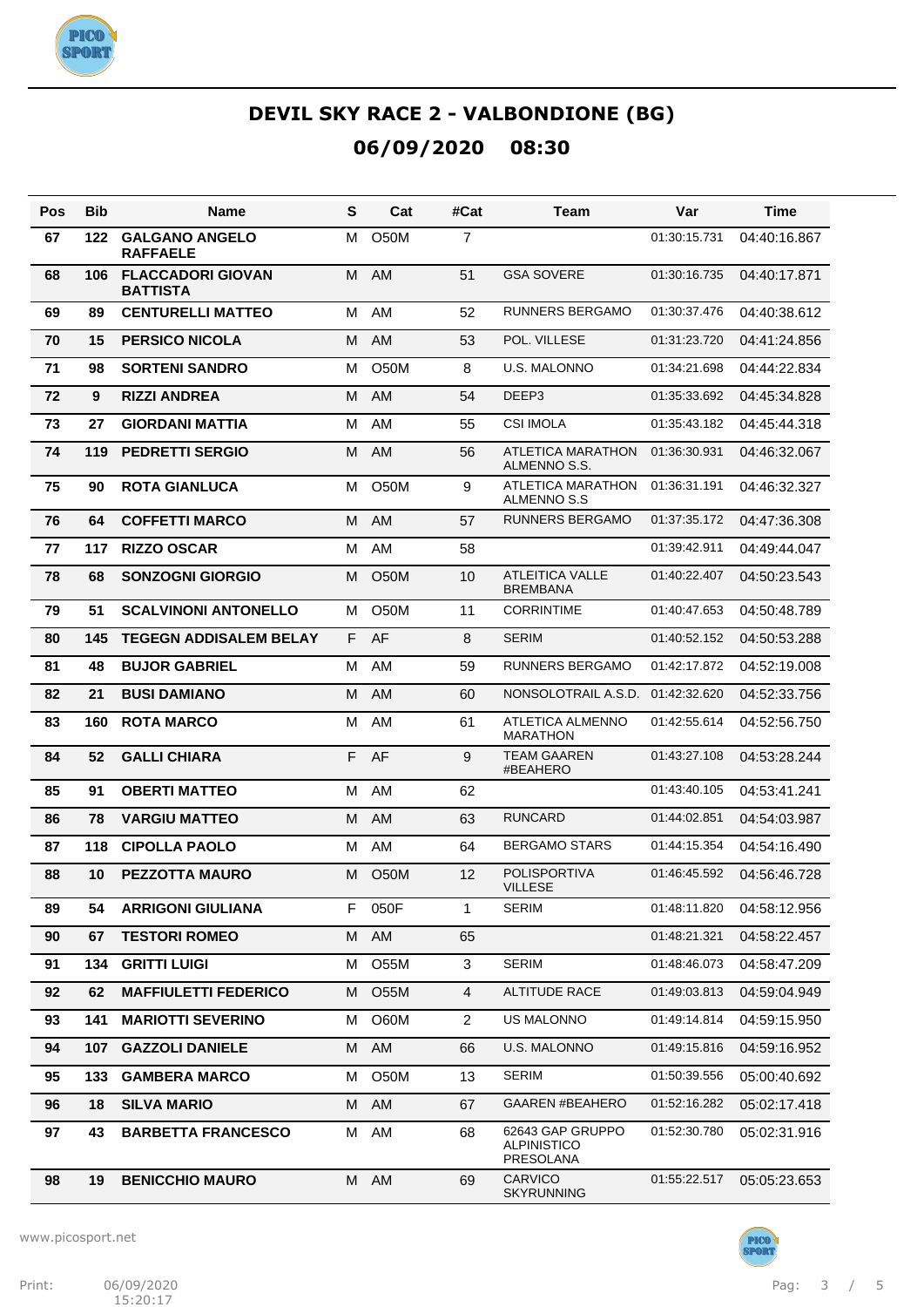# DEVIL SKY RACE 2 - VALBONDIONE (BG)

## 06/09/2020 08:30

| Pos | Bib | Name | S | Cat | #Cat | Team | Var | Time |
|---|---|---|---|---|---|---|---|---|
| 67 | 122 | **GALGANO ANGELO RAFFAELE** | M | O50M | 7 | | 01:30:15.731 | 04:40:16.867 |
| 68 | 106 | **FLACCADORI GIOVAN BATTISTA** | M | AM | 51 | GSA SOVERE | 01:30:16.735 | 04:40:17.871 |
| 69 | 89 | **CENTURELLI MATTEO** | M | AM | 52 | RUNNERS BERGAMO | 01:30:37.476 | 04:40:38.612 |
| 70 | 15 | **PERSICO NICOLA** | M | AM | 53 | POL. VILLESE | 01:31:23.720 | 04:41:24.856 |
| 71 | 98 | **SORTENI SANDRO** | M | O50M | 8 | U.S. MALONNO | 01:34:21.698 | 04:44:22.834 |
| 72 | 9 | **RIZZI ANDREA** | M | AM | 54 | DEEP3 | 01:35:33.692 | 04:45:34.828 |
| 73 | 27 | **GIORDANI MATTIA** | M | AM | 55 | CSI IMOLA | 01:35:43.182 | 04:45:44.318 |
| 74 | 119 | **PEDRETTI SERGIO** | M | AM | 56 | ATLETICA MARATHON ALMENNO S.S. | 01:36:30.931 | 04:46:32.067 |
| 75 | 90 | **ROTA GIANLUCA** | M | O50M | 9 | ATLETICA MARATHON ALMENNO S.S | 01:36:31.191 | 04:46:32.327 |
| 76 | 64 | **COFFETTI MARCO** | M | AM | 57 | RUNNERS BERGAMO | 01:37:35.172 | 04:47:36.308 |
| 77 | 117 | **RIZZO OSCAR** | M | AM | 58 | | 01:39:42.911 | 04:49:44.047 |
| 78 | 68 | **SONZOGNI GIORGIO** | M | O50M | 10 | ATLEITICA VALLE BREMBANA | 01:40:22.407 | 04:50:23.543 |
| 79 | 51 | **SCALVINONI ANTONELLO** | M | O50M | 11 | CORRINTIME | 01:40:47.653 | 04:50:48.789 |
| 80 | 145 | **TEGEGN ADDISALEM BELAY** | F | AF | 8 | SERIM | 01:40:52.152 | 04:50:53.288 |
| 81 | 48 | **BUJOR GABRIEL** | M | AM | 59 | RUNNERS BERGAMO | 01:42:17.872 | 04:52:19.008 |
| 82 | 21 | **BUSI DAMIANO** | M | AM | 60 | NONSOLOTRAIL A.S.D. | 01:42:32.620 | 04:52:33.756 |
| 83 | 160 | **ROTA MARCO** | M | AM | 61 | ATLETICA ALMENNO MARATHON | 01:42:55.614 | 04:52:56.750 |
| 84 | 52 | **GALLI CHIARA** | F | AF | 9 | TEAM GAAREN #BEAHERO | 01:43:27.108 | 04:53:28.244 |
| 85 | 91 | **OBERTI MATTEO** | M | AM | 62 | | 01:43:40.105 | 04:53:41.241 |
| 86 | 78 | **VARGIU MATTEO** | M | AM | 63 | RUNCARD | 01:44:02.851 | 04:54:03.987 |
| 87 | 118 | **CIPOLLA PAOLO** | M | AM | 64 | BERGAMO STARS | 01:44:15.354 | 04:54:16.490 |
| 88 | 10 | **PEZZOTTA MAURO** | M | O50M | 12 | POLISPORTIVA VILLESE | 01:46:45.592 | 04:56:46.728 |
| 89 | 54 | **ARRIGONI GIULIANA** | F | 050F | 1 | SERIM | 01:48:11.820 | 04:58:12.956 |
| 90 | 67 | **TESTORI ROMEO** | M | AM | 65 | | 01:48:21.321 | 04:58:22.457 |
| 91 | 134 | **GRITTI LUIGI** | M | O55M | 3 | SERIM | 01:48:46.073 | 04:58:47.209 |
| 92 | 62 | **MAFFIULETTI FEDERICO** | M | O55M | 4 | ALTITUDE RACE | 01:49:03.813 | 04:59:04.949 |
| 93 | 141 | **MARIOTTI SEVERINO** | M | O60M | 2 | US MALONNO | 01:49:14.814 | 04:59:15.950 |
| 94 | 107 | **GAZZOLI DANIELE** | M | AM | 66 | U.S. MALONNO | 01:49:15.816 | 04:59:16.952 |
| 95 | 133 | **GAMBERA MARCO** | M | O50M | 13 | SERIM | 01:50:39.556 | 05:00:40.692 |
| 96 | 18 | **SILVA MARIO** | M | AM | 67 | GAAREN #BEAHERO | 01:52:16.282 | 05:02:17.418 |
| 97 | 43 | **BARBETTA FRANCESCO** | M | AM | 68 | 62643 GAP GRUPPO ALPINISTICO PRESOLANA | 01:52:30.780 | 05:02:31.916 |
| 98 | 19 | **BENICCHIO MAURO** | M | AM | 69 | CARVICO SKYRUNNING | 01:55:22.517 | 05:05:23.653 |

www.picosport.net

Print: 06/09/2020 15:20:17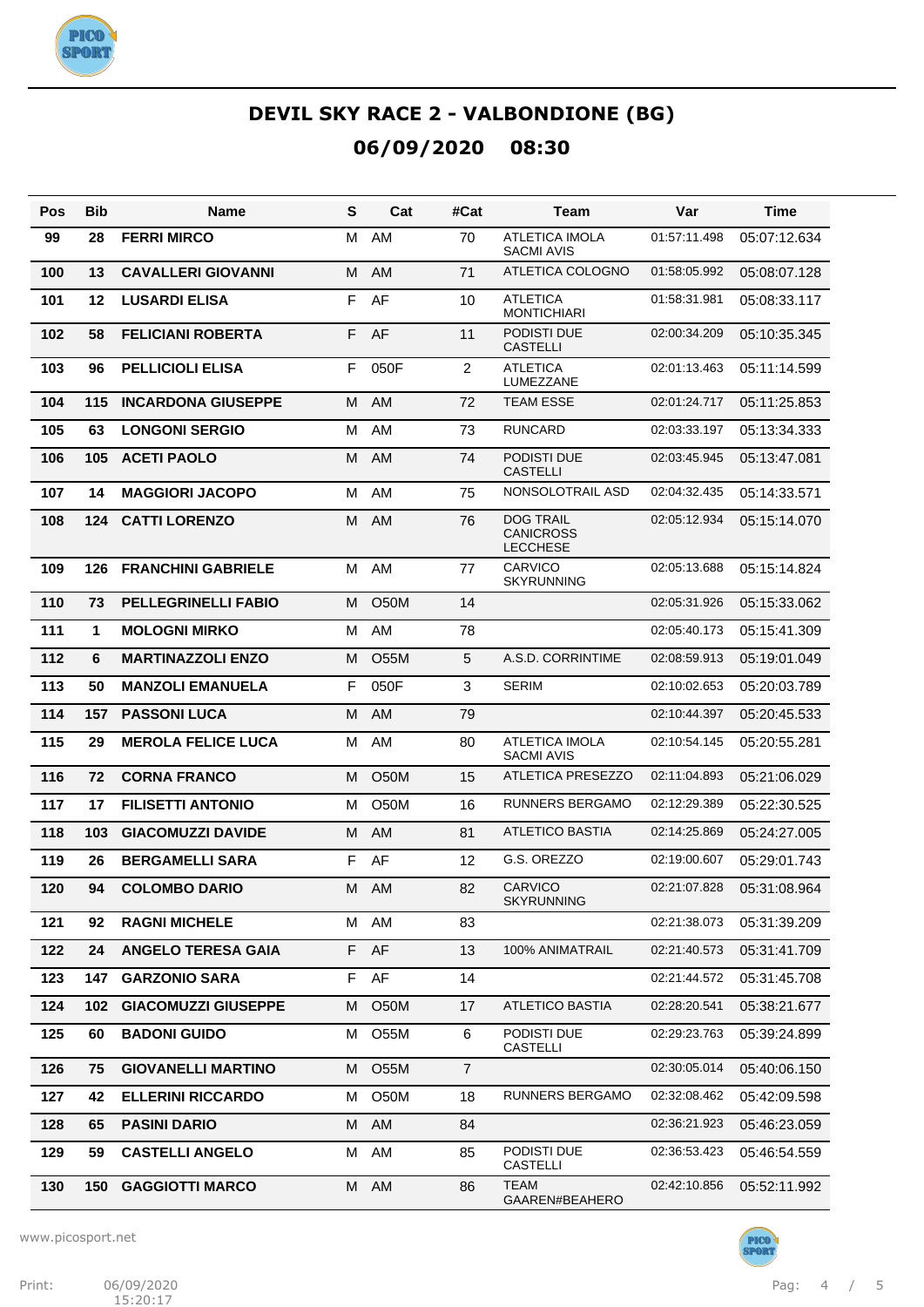# DEVIL SKY RACE 2 - VALBONDIONE (BG)

## 06/09/2020 08:30

| Pos | Bib | Name | S | Cat | #Cat | Team | Var | Time |
|---|---|---|---|---|---|---|---|---|
| 99 | 28 | FERRI MIRCO | M | AM | 70 | ATLETICA IMOLA SACMI AVIS | 01:57:11.498 | 05:07:12.634 |
| 100 | 13 | CAVALLERI GIOVANNI | M | AM | 71 | ATLETICA COLOGNO | 01:58:05.992 | 05:08:07.128 |
| 101 | 12 | LUSARDI ELISA | F | AF | 10 | ATLETICA MONTICHIARI | 01:58:31.981 | 05:08:33.117 |
| 102 | 58 | FELICIANI ROBERTA | F | AF | 11 | PODISTI DUE CASTELLI | 02:00:34.209 | 05:10:35.345 |
| 103 | 96 | PELLICIOLI ELISA | F | 050F | 2 | ATLETICA LUMEZZANE | 02:01:13.463 | 05:11:14.599 |
| 104 | 115 | INCARDONA GIUSEPPE | M | AM | 72 | TEAM ESSE | 02:01:24.717 | 05:11:25.853 |
| 105 | 63 | LONGONI SERGIO | M | AM | 73 | RUNCARD | 02:03:33.197 | 05:13:34.333 |
| 106 | 105 | ACETI PAOLO | M | AM | 74 | PODISTI DUE CASTELLI | 02:03:45.945 | 05:13:47.081 |
| 107 | 14 | MAGGIORI JACOPO | M | AM | 75 | NONSOLOTRAIL ASD | 02:04:32.435 | 05:14:33.571 |
| 108 | 124 | CATTI LORENZO | M | AM | 76 | DOG TRAIL CANICROSS LECCHESE | 02:05:12.934 | 05:15:14.070 |
| 109 | 126 | FRANCHINI GABRIELE | M | AM | 77 | CARVICO SKYRUNNING | 02:05:13.688 | 05:15:14.824 |
| 110 | 73 | PELLEGRINELLI FABIO | M | O50M | 14 | | 02:05:31.926 | 05:15:33.062 |
| 111 | 1 | MOLOGNI MIRKO | M | AM | 78 | | 02:05:40.173 | 05:15:41.309 |
| 112 | 6 | MARTINAZZOLI ENZO | M | O55M | 5 | A.S.D. CORRINTIME | 02:08:59.913 | 05:19:01.049 |
| 113 | 50 | MANZOLI EMANUELA | F | 050F | 3 | SERIM | 02:10:02.653 | 05:20:03.789 |
| 114 | 157 | PASSONI LUCA | M | AM | 79 | | 02:10:44.397 | 05:20:45.533 |
| 115 | 29 | MEROLA FELICE LUCA | M | AM | 80 | ATLETICA IMOLA SACMI AVIS | 02:10:54.145 | 05:20:55.281 |
| 116 | 72 | CORNA FRANCO | M | O50M | 15 | ATLETICA PRESEZZO | 02:11:04.893 | 05:21:06.029 |
| 117 | 17 | FILISETTI ANTONIO | M | O50M | 16 | RUNNERS BERGAMO | 02:12:29.389 | 05:22:30.525 |
| 118 | 103 | GIACOMUZZI DAVIDE | M | AM | 81 | ATLETICO BASTIA | 02:14:25.869 | 05:24:27.005 |
| 119 | 26 | BERGAMELLI SARA | F | AF | 12 | G.S. OREZZO | 02:19:00.607 | 05:29:01.743 |
| 120 | 94 | COLOMBO DARIO | M | AM | 82 | CARVICO SKYRUNNING | 02:21:07.828 | 05:31:08.964 |
| 121 | 92 | RAGNI MICHELE | M | AM | 83 | | 02:21:38.073 | 05:31:39.209 |
| 122 | 24 | ANGELO TERESA GAIA | F | AF | 13 | 100% ANIMATRAIL | 02:21:40.573 | 05:31:41.709 |
| 123 | 147 | GARZONIO SARA | F | AF | 14 | | 02:21:44.572 | 05:31:45.708 |
| 124 | 102 | GIACOMUZZI GIUSEPPE | M | O50M | 17 | ATLETICO BASTIA | 02:28:20.541 | 05:38:21.677 |
| 125 | 60 | BADONI GUIDO | M | O55M | 6 | PODISTI DUE CASTELLI | 02:29:23.763 | 05:39:24.899 |
| 126 | 75 | GIOVANELLI MARTINO | M | O55M | 7 | | 02:30:05.014 | 05:40:06.150 |
| 127 | 42 | ELLERINI RICCARDO | M | O50M | 18 | RUNNERS BERGAMO | 02:32:08.462 | 05:42:09.598 |
| 128 | 65 | PASINI DARIO | M | AM | 84 | | 02:36:21.923 | 05:46:23.059 |
| 129 | 59 | CASTELLI ANGELO | M | AM | 85 | PODISTI DUE CASTELLI | 02:36:53.423 | 05:46:54.559 |
| 130 | 150 | GAGGIOTTI MARCO | M | AM | 86 | TEAM GAAREN#BEAHERO | 02:42:10.856 | 05:52:11.992 |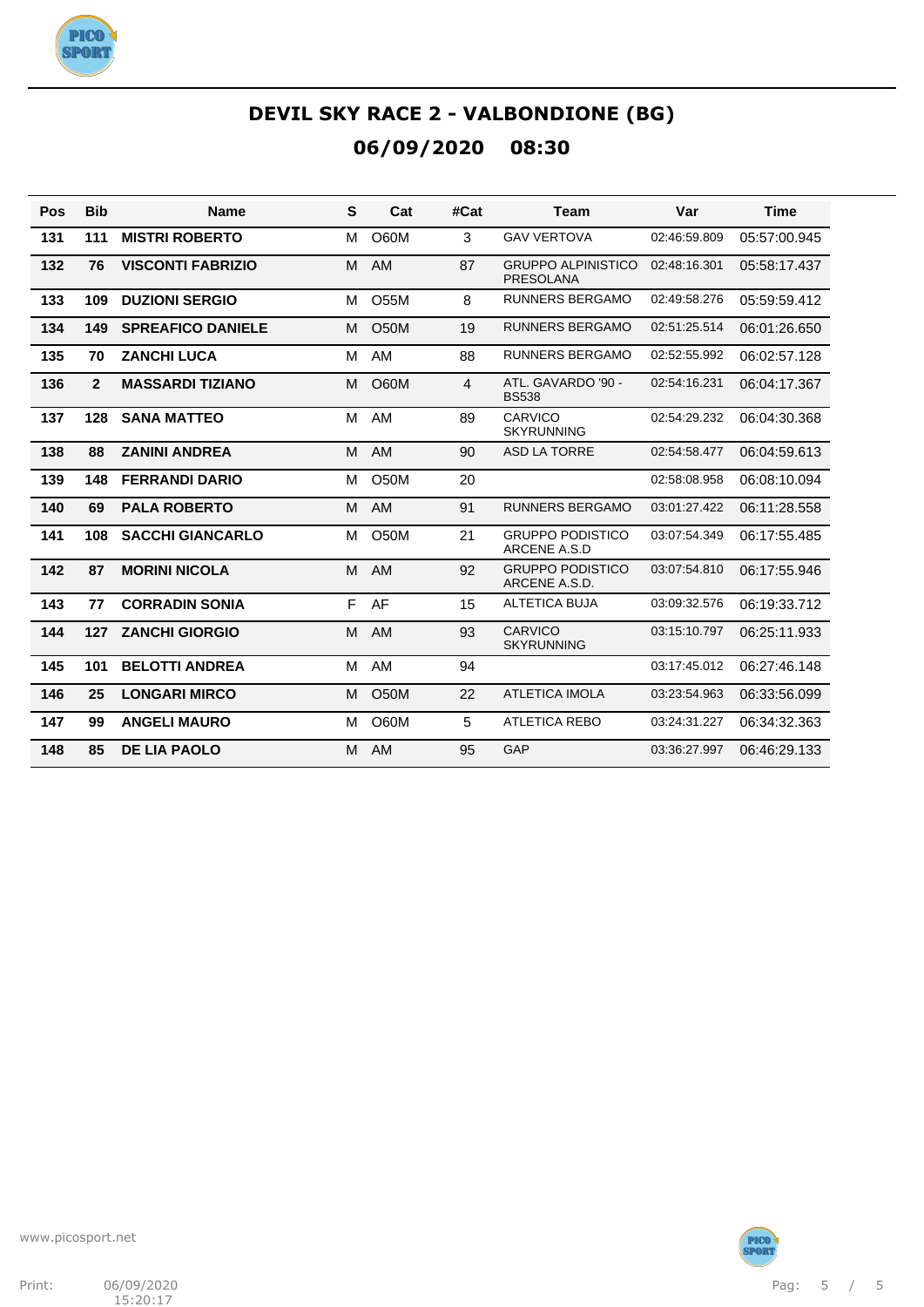# DEVIL SKY RACE 2 - VALBONDIONE (BG)

## 06/09/2020 08:30

| Pos | Bib | Name | S | Cat | #Cat | Team | Var | Time |
|---|---|---|---|---|---|---|---|---|
| 131 | 111 | **MISTRI ROBERTO** | M | O60M | 3 | GAV VERTOVA | 02:46:59.809 | 05:57:00.945 |
| 132 | 76 | **VISCONTI FABRIZIO** | M | AM | 87 | GRUPPO ALPINISTICO PRESOLANA | 02:48:16.301 | 05:58:17.437 |
| 133 | 109 | **DUZIONI SERGIO** | M | O55M | 8 | RUNNERS BERGAMO | 02:49:58.276 | 05:59:59.412 |
| 134 | 149 | **SPREAFICO DANIELE** | M | O50M | 19 | RUNNERS BERGAMO | 02:51:25.514 | 06:01:26.650 |
| 135 | 70 | **ZANCHI LUCA** | M | AM | 88 | RUNNERS BERGAMO | 02:52:55.992 | 06:02:57.128 |
| 136 | 2 | **MASSARDI TIZIANO** | M | O60M | 4 | ATL. GAVARDO '90 - BS538 | 02:54:16.231 | 06:04:17.367 |
| 137 | 128 | **SANA MATTEO** | M | AM | 89 | CARVICO SKYRUNNING | 02:54:29.232 | 06:04:30.368 |
| 138 | 88 | **ZANINI ANDREA** | M | AM | 90 | ASD LA TORRE | 02:54:58.477 | 06:04:59.613 |
| 139 | 148 | **FERRANDI DARIO** | M | O50M | 20 | | 02:58:08.958 | 06:08:10.094 |
| 140 | 69 | **PALA ROBERTO** | M | AM | 91 | RUNNERS BERGAMO | 03:01:27.422 | 06:11:28.558 |
| 141 | 108 | **SACCHI GIANCARLO** | M | O50M | 21 | GRUPPO PODISTICO ARCENE A.S.D | 03:07:54.349 | 06:17:55.485 |
| 142 | 87 | **MORINI NICOLA** | M | AM | 92 | GRUPPO PODISTICO ARCENE A.S.D. | 03:07:54.810 | 06:17:55.946 |
| 143 | 77 | **CORRADIN SONIA** | F | AF | 15 | ALTETICA BUJA | 03:09:32.576 | 06:19:33.712 |
| 144 | 127 | **ZANCHI GIORGIO** | M | AM | 93 | CARVICO SKYRUNNING | 03:15:10.797 | 06:25:11.933 |
| 145 | 101 | **BELOTTI ANDREA** | M | AM | 94 | | 03:17:45.012 | 06:27:46.148 |
| 146 | 25 | **LONGARI MIRCO** | M | O50M | 22 | ATLETICA IMOLA | 03:23:54.963 | 06:33:56.099 |
| 147 | 99 | **ANGELI MAURO** | M | O60M | 5 | ATLETICA REBO | 03:24:31.227 | 06:34:32.363 |
| 148 | 85 | **DE LIA PAOLO** | M | AM | 95 | GAP | 03:36:27.997 | 06:46:29.133 |

www.picosport.net

Print: 06/09/2020 15:20:17